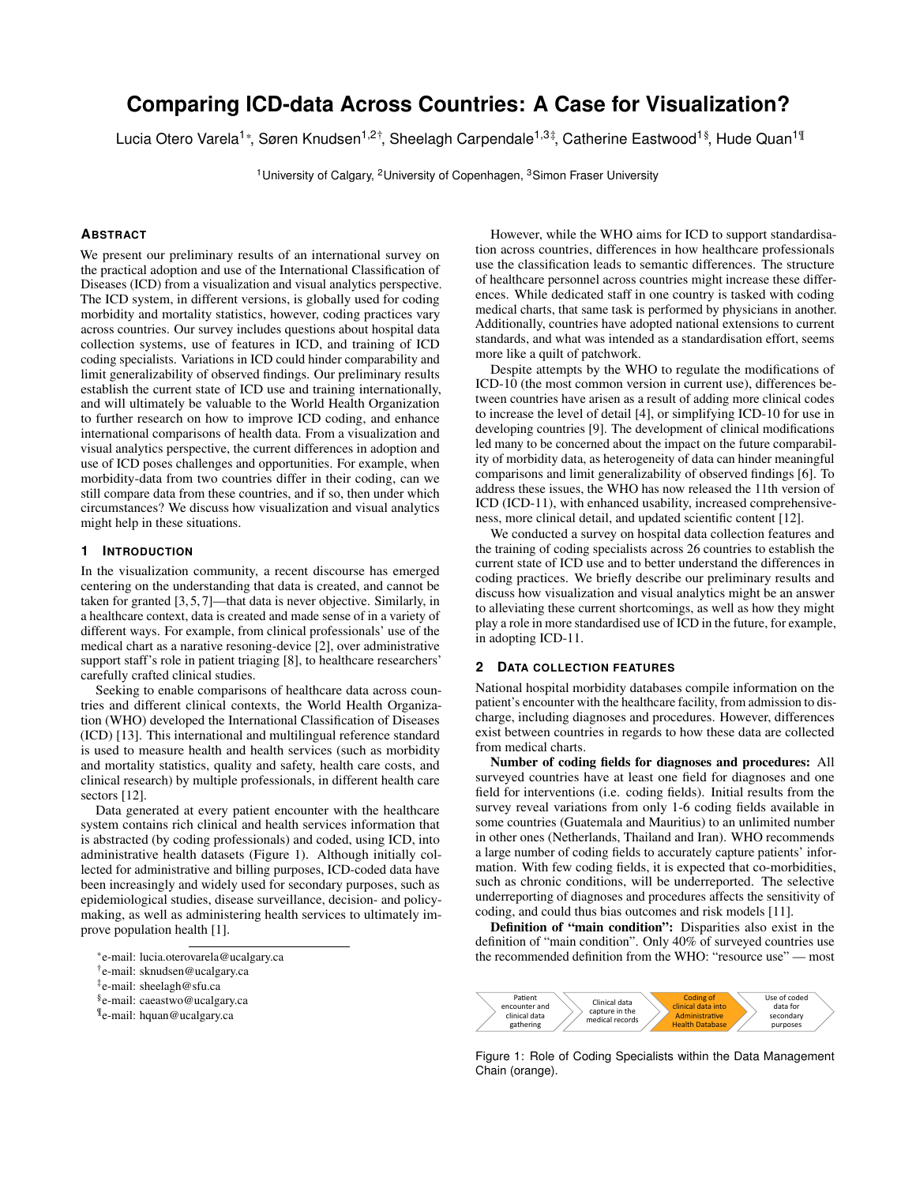# Comparing ICD-data Across Countries: A Case for Visualization?

Lucia Otero Varela[1*], Søren Knudsen[1,2†], Sheelagh Carpendale[1,3‡], Catherine Eastwood[1§], Hude Quan[1¶]

[1]University of Calgary, [2]University of Copenhagen, [3]Simon Fraser University

## Abstract

We present our preliminary results of an international survey on the practical adoption and use of the International Classification of Diseases (ICD) from a visualization and visual analytics perspective. The ICD system, in different versions, is globally used for coding morbidity and mortality statistics, however, coding practices vary across countries. Our survey includes questions about hospital data collection systems, use of features in ICD, and training of ICD coding specialists. Variations in ICD could hinder comparability and limit generalizability of observed findings. Our preliminary results establish the current state of ICD use and training internationally, and will ultimately be valuable to the World Health Organization to further research on how to improve ICD coding, and enhance international comparisons of health data. From a visualization and visual analytics perspective, the current differences in adoption and use of ICD poses challenges and opportunities. For example, when morbidity-data from two countries differ in their coding, can we still compare data from these countries, and if so, then under which circumstances? We discuss how visualization and visual analytics might help in these situations.

## 1 Introduction

In the visualization community, a recent discourse has emerged centering on the understanding that data is created, and cannot be taken for granted [3, 5, 7]—that data is never objective. Similarly, in a healthcare context, data is created and made sense of in a variety of different ways. For example, from clinical professionals' use of the medical chart as a narrative resoning-device [2], over administrative support staff's role in patient triaging [8], to healthcare researchers' carefully crafted clinical studies.

Seeking to enable comparisons of healthcare data across countries and different clinical contexts, the World Health Organization (WHO) developed the International Classification of Diseases (ICD) [13]. This international and multilingual reference standard is used to measure health and health services (such as morbidity and mortality statistics, quality and safety, health care costs, and clinical research) by multiple professionals, in different health care sectors [12].

Data generated at every patient encounter with the healthcare system contains rich clinical and health services information that is abstracted (by coding professionals) and coded, using ICD, into administrative health datasets (Figure 1). Although initially collected for administrative and billing purposes, ICD-coded data have been increasingly and widely used for secondary purposes, such as epidemiological studies, disease surveillance, decision- and policy-making, as well as administering health services to ultimately improve population health [1].

*e-mail: lucia.oterovarela@ucalgary.ca
†e-mail: sknudsen@ucalgary.ca
‡e-mail: sheelagh@sfu.ca
§e-mail: caeastwo@ucalgary.ca
¶e-mail: hquan@ucalgary.ca

However, while the WHO aims for ICD to support standardisation across countries, differences in how healthcare professionals use the classification leads to semantic differences. The structure of healthcare personnel across countries might increase these differences. While dedicated staff in one country is tasked with coding medical charts, that same task is performed by physicians in another. Additionally, countries have adopted national extensions to current standards, and what was intended as a standardisation effort, seems more like a quilt of patchwork.

Despite attempts by the WHO to regulate the modifications of ICD-10 (the most common version in current use), differences between countries have arisen as a result of adding more clinical codes to increase the level of detail [4], or simplifying ICD-10 for use in developing countries [9]. The development of clinical modifications led many to be concerned about the future comparability of morbidity data, as heterogeneity of data can hinder meaningful comparisons and limit generalizability of observed findings [6]. To address these issues, the WHO has now released the 11th version of ICD (ICD-11), with enhanced usability, increased comprehensiveness, more clinical detail, and updated scientific content [12].

We conducted a survey on hospital data collection features and the training of coding specialists across 26 countries to establish the current state of ICD use and to better understand the differences in coding practices. We briefly describe our preliminary results and discuss how visualization and visual analytics might be an answer to alleviating these current shortcomings, as well as how they might play a role in more standardised use of ICD in the future, for example, in adopting ICD-11.

## 2 Data collection features

National hospital morbidity databases compile information on the patient's encounter with the healthcare facility, from admission to discharge, including diagnoses and procedures. However, differences exist between countries in regards to how these data are collected from medical charts.

**Number of coding fields for diagnoses and procedures:** All surveyed countries have at least one field for diagnoses and one field for interventions (i.e. coding fields). Initial results from the survey reveal variations from only 1-6 coding fields available in some countries (Guatemala and Mauritius) to an unlimited number in other ones (Netherlands, Thailand and Iran). WHO recommends a large number of coding fields to accurately capture patients' information. With few coding fields, it is expected that co-morbidities, such as chronic conditions, will be underreported. The selective underreporting of diagnoses and procedures affects the sensitivity of coding, and could thus bias outcomes and risk models [11].

**Definition of "main condition":** Disparities also exist in the definition of "main condition". Only 40% of surveyed countries use the recommended definition from the WHO: "resource use" — most

Patient encounter and clinical data gathering → Clinical data capture in the medical records → Coding of clinical data into Administrative Health Database → Use of coded data for secondary purposes

Figure 1: Role of Coding Specialists within the Data Management Chain (orange).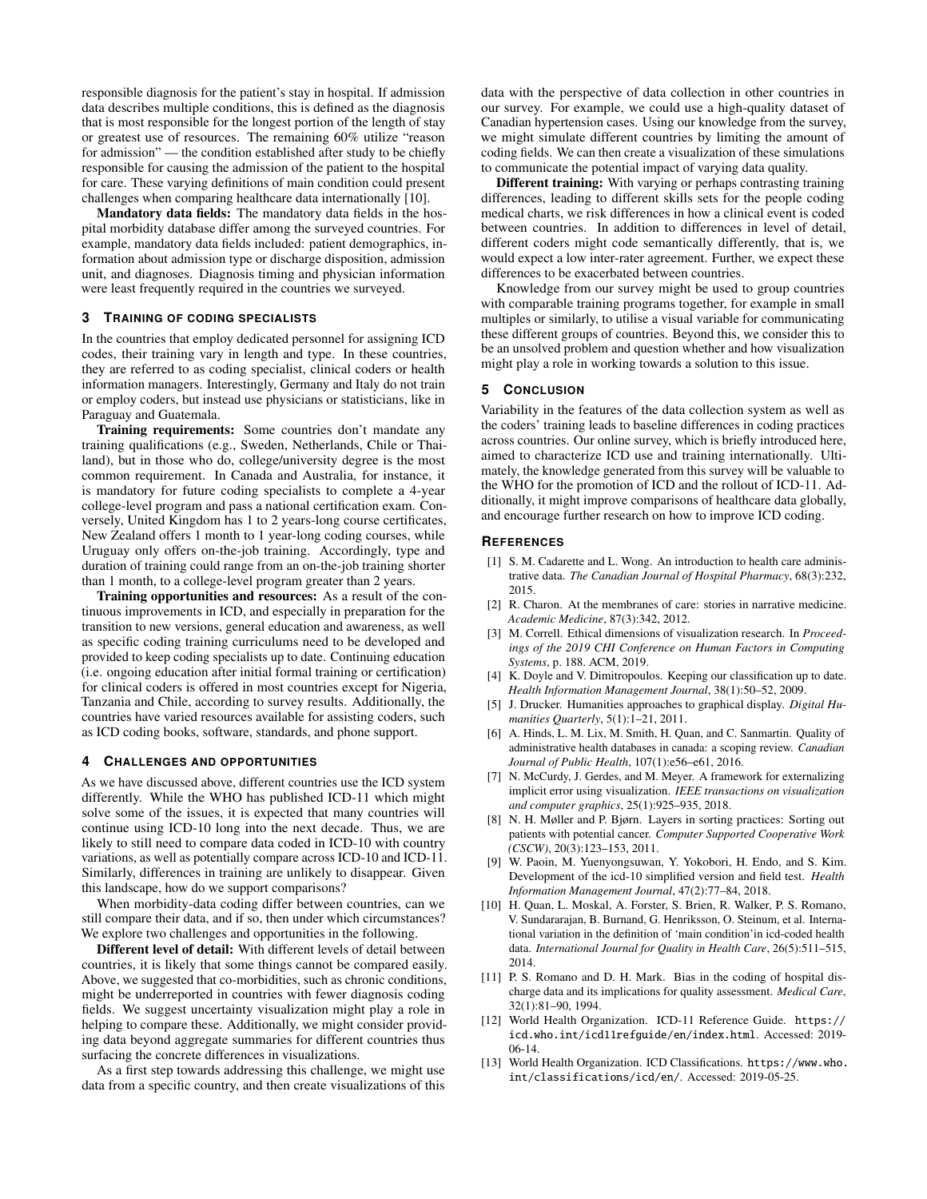responsible diagnosis for the patient's stay in hospital. If admission data describes multiple conditions, this is defined as the diagnosis that is most responsible for the longest portion of the length of stay or greatest use of resources. The remaining 60% utilize "reason for admission" — the condition established after study to be chiefly responsible for causing the admission of the patient to the hospital for care. These varying definitions of main condition could present challenges when comparing healthcare data internationally [10].

**Mandatory data fields:** The mandatory data fields in the hospital morbidity database differ among the surveyed countries. For example, mandatory data fields included: patient demographics, information about admission type or discharge disposition, admission unit, and diagnoses. Diagnosis timing and physician information were least frequently required in the countries we surveyed.

## 3 Training of coding specialists

In the countries that employ dedicated personnel for assigning ICD codes, their training vary in length and type. In these countries, they are referred to as coding specialist, clinical coders or health information managers. Interestingly, Germany and Italy do not train or employ coders, but instead use physicians or statisticians, like in Paraguay and Guatemala.

**Training requirements:** Some countries don't mandate any training qualifications (e.g., Sweden, Netherlands, Chile or Thailand), but in those who do, college/university degree is the most common requirement. In Canada and Australia, for instance, it is mandatory for future coding specialists to complete a 4-year college-level program and pass a national certification exam. Conversely, United Kingdom has 1 to 2 years-long course certificates, New Zealand offers 1 month to 1 year-long coding courses, while Uruguay only offers on-the-job training. Accordingly, type and duration of training could range from an on-the-job training shorter than 1 month, to a college-level program greater than 2 years.

**Training opportunities and resources:** As a result of the continuous improvements in ICD, and especially in preparation for the transition to new versions, general education and awareness, as well as specific coding training curriculums need to be developed and provided to keep coding specialists up to date. Continuing education (i.e. ongoing education after initial formal training or certification) for clinical coders is offered in most countries except for Nigeria, Tanzania and Chile, according to survey results. Additionally, the countries have varied resources available for assisting coders, such as ICD coding books, software, standards, and phone support.

## 4 Challenges and opportunities

As we have discussed above, different countries use the ICD system differently. While the WHO has published ICD-11 which might solve some of the issues, it is expected that many countries will continue using ICD-10 long into the next decade. Thus, we are likely to still need to compare data coded in ICD-10 with country variations, as well as potentially compare across ICD-10 and ICD-11. Similarly, differences in training are unlikely to disappear. Given this landscape, how do we support comparisons?

When morbidity-data coding differ between countries, can we still compare their data, and if so, then under which circumstances? We explore two challenges and opportunities in the following.

**Different level of detail:** With different levels of detail between countries, it is likely that some things cannot be compared easily. Above, we suggested that co-morbidities, such as chronic conditions, might be underreported in countries with fewer diagnosis coding fields. We suggest uncertainty visualization might play a role in helping to compare these. Additionally, we might consider providing data beyond aggregate summaries for different countries thus surfacing the concrete differences in visualizations.

As a first step towards addressing this challenge, we might use data from a specific country, and then create visualizations of this data with the perspective of data collection in other countries in our survey. For example, we could use a high-quality dataset of Canadian hypertension cases. Using our knowledge from the survey, we might simulate different countries by limiting the amount of coding fields. We can then create a visualization of these simulations to communicate the potential impact of varying data quality.

**Different training:** With varying or perhaps contrasting training differences, leading to different skills sets for the people coding medical charts, we risk differences in how a clinical event is coded between countries. In addition to differences in level of detail, different coders might code semantically differently, that is, we would expect a low inter-rater agreement. Further, we expect these differences to be exacerbated between countries.

Knowledge from our survey might be used to group countries with comparable training programs together, for example in small multiples or similarly, to utilise a visual variable for communicating these different groups of countries. Beyond this, we consider this to be an unsolved problem and question whether and how visualization might play a role in working towards a solution to this issue.

## 5 Conclusion

Variability in the features of the data collection system as well as the coders' training leads to baseline differences in coding practices across countries. Our online survey, which is briefly introduced here, aimed to characterize ICD use and training internationally. Ultimately, the knowledge generated from this survey will be valuable to the WHO for the promotion of ICD and the rollout of ICD-11. Additionally, it might improve comparisons of healthcare data globally, and encourage further research on how to improve ICD coding.

## References

[1] S. M. Cadarette and L. Wong. An introduction to health care administrative data. *The Canadian Journal of Hospital Pharmacy*, 68(3):232, 2015.

[2] R. Charon. At the membranes of care: stories in narrative medicine. *Academic Medicine*, 87(3):342, 2012.

[3] M. Correll. Ethical dimensions of visualization research. In *Proceedings of the 2019 CHI Conference on Human Factors in Computing Systems*, p. 188. ACM, 2019.

[4] K. Doyle and V. Dimitropoulos. Keeping our classification up to date. *Health Information Management Journal*, 38(1):50–52, 2009.

[5] J. Drucker. Humanities approaches to graphical display. *Digital Humanities Quarterly*, 5(1):1–21, 2011.

[6] A. Hinds, L. M. Lix, M. Smith, H. Quan, and C. Sanmartin. Quality of administrative health databases in canada: a scoping review. *Canadian Journal of Public Health*, 107(1):e56–e61, 2016.

[7] N. McCurdy, J. Gerdes, and M. Meyer. A framework for externalizing implicit error using visualization. *IEEE transactions on visualization and computer graphics*, 25(1):925–935, 2018.

[8] N. H. Møller and P. Bjørn. Layers in sorting practices: Sorting out patients with potential cancer. *Computer Supported Cooperative Work (CSCW)*, 20(3):123–153, 2011.

[9] W. Paoin, M. Yuenyongsuwan, Y. Yokobori, H. Endo, and S. Kim. Development of the icd-10 simplified version and field test. *Health Information Management Journal*, 47(2):77–84, 2018.

[10] H. Quan, L. Moskal, A. Forster, S. Brien, R. Walker, P. S. Romano, V. Sundararajan, B. Burnand, G. Henriksson, O. Steinum, et al. International variation in the definition of 'main condition'in icd-coded health data. *International Journal for Quality in Health Care*, 26(5):511–515, 2014.

[11] P. S. Romano and D. H. Mark. Bias in the coding of hospital discharge data and its implications for quality assessment. *Medical Care*, 32(1):81–90, 1994.

[12] World Health Organization. ICD-11 Reference Guide. https://icd.who.int/icd11refguide/en/index.html. Accessed: 2019-06-14.

[13] World Health Organization. ICD Classifications. https://www.who.int/classifications/icd/en/. Accessed: 2019-05-25.